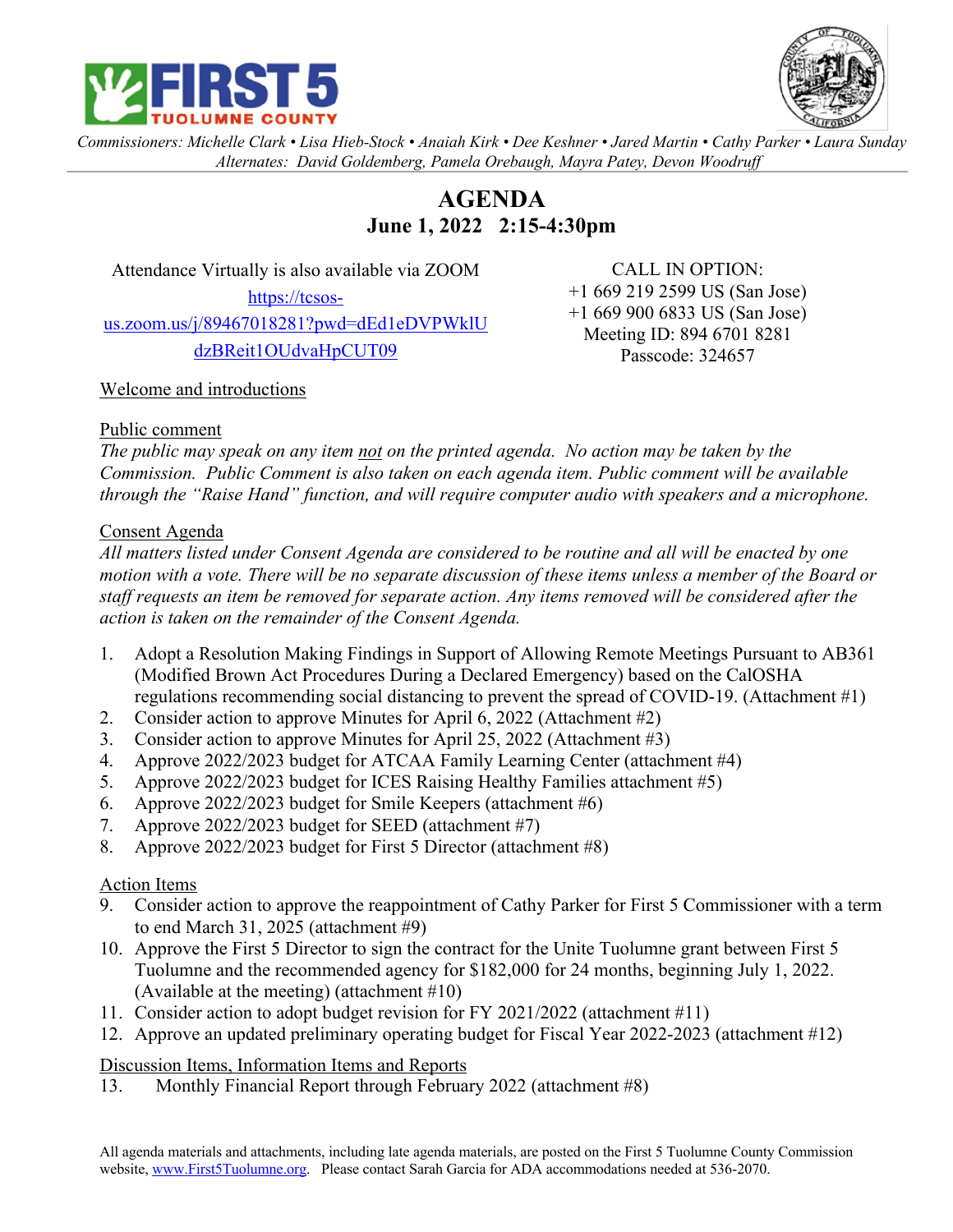Commissioners: *Michelle Clark • Lisa Hieb-Stock • Anaiah Kirk • Dee Keshner • Jared Martin • Cathy Parker • Laura Sunday*
Alternates: *David Goldemberg, Pamela Orebaugh, Mayra Patey, Devon Woodruff*

# AGENDA

## June 1, 2022 2:15-4:30pm

Attendance Virtually is also available via ZOOM
https://tcsos-us.zoom.us/j/89467018281?pwd=dEd1eDVPWklUdzBReit1OUdvaHpCUT09

CALL IN OPTION:
+1 669 219 2599 US (San Jose)
+1 669 900 6833 US (San Jose)
Meeting ID: 894 6701 8281
Passcode: 324657

Welcome and introductions

Public comment

*The public may speak on any item not on the printed agenda. No action may be taken by the Commission. Public Comment is also taken on each agenda item. Public comment will be available through the "Raise Hand" function, and will require computer audio with speakers and a microphone.*

Consent Agenda

*All matters listed under Consent Agenda are considered to be routine and all will be enacted by one motion with a vote. There will be no separate discussion of these items unless a member of the Board or staff requests an item be removed for separate action. Any items removed will be considered after the action is taken on the remainder of the Consent Agenda.*

1. Adopt a Resolution Making Findings in Support of Allowing Remote Meetings Pursuant to AB361 (Modified Brown Act Procedures During a Declared Emergency) based on the CalOSHA regulations recommending social distancing to prevent the spread of COVID-19. (Attachment #1)
2. Consider action to approve Minutes for April 6, 2022 (Attachment #2)
3. Consider action to approve Minutes for April 25, 2022 (Attachment #3)
4. Approve 2022/2023 budget for ATCAA Family Learning Center (attachment #4)
5. Approve 2022/2023 budget for ICES Raising Healthy Families attachment #5)
6. Approve 2022/2023 budget for Smile Keepers (attachment #6)
7. Approve 2022/2023 budget for SEED (attachment #7)
8. Approve 2022/2023 budget for First 5 Director (attachment #8)

Action Items

9. Consider action to approve the reappointment of Cathy Parker for First 5 Commissioner with a term to end March 31, 2025 (attachment #9)
10. Approve the First 5 Director to sign the contract for the Unite Tuolumne grant between First 5 Tuolumne and the recommended agency for $182,000 for 24 months, beginning July 1, 2022. (Available at the meeting) (attachment #10)
11. Consider action to adopt budget revision for FY 2021/2022 (attachment #11)
12. Approve an updated preliminary operating budget for Fiscal Year 2022-2023 (attachment #12)

Discussion Items, Information Items and Reports

13. Monthly Financial Report through February 2022 (attachment #8)

All agenda materials and attachments, including late agenda materials, are posted on the First 5 Tuolumne County Commission website, www.First5Tuolumne.org. Please contact Sarah Garcia for ADA accommodations needed at 536-2070.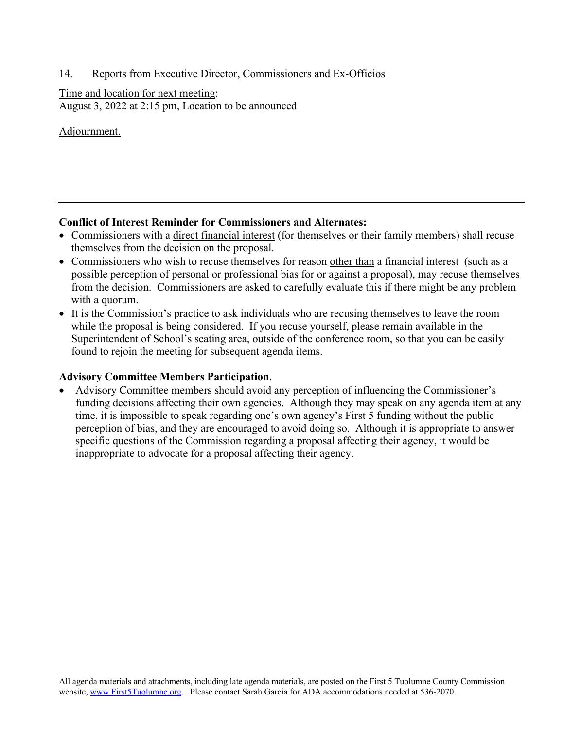14. Reports from Executive Director, Commissioners and Ex-Officios

Time and location for next meeting:
August 3, 2022 at 2:15 pm, Location to be announced

Adjournment.

---

**Conflict of Interest Reminder for Commissioners and Alternates:**

- Commissioners with a direct financial interest (for themselves or their family members) shall recuse themselves from the decision on the proposal.
- Commissioners who wish to recuse themselves for reason other than a financial interest (such as a possible perception of personal or professional bias for or against a proposal), may recuse themselves from the decision. Commissioners are asked to carefully evaluate this if there might be any problem with a quorum.
- It is the Commission's practice to ask individuals who are recusing themselves to leave the room while the proposal is being considered. If you recuse yourself, please remain available in the Superintendent of School's seating area, outside of the conference room, so that you can be easily found to rejoin the meeting for subsequent agenda items.

**Advisory Committee Members Participation**.

- Advisory Committee members should avoid any perception of influencing the Commissioner's funding decisions affecting their own agencies. Although they may speak on any agenda item at any time, it is impossible to speak regarding one's own agency's First 5 funding without the public perception of bias, and they are encouraged to avoid doing so. Although it is appropriate to answer specific questions of the Commission regarding a proposal affecting their agency, it would be inappropriate to advocate for a proposal affecting their agency.

All agenda materials and attachments, including late agenda materials, are posted on the First 5 Tuolumne County Commission website, www.First5Tuolumne.org. Please contact Sarah Garcia for ADA accommodations needed at 536-2070.